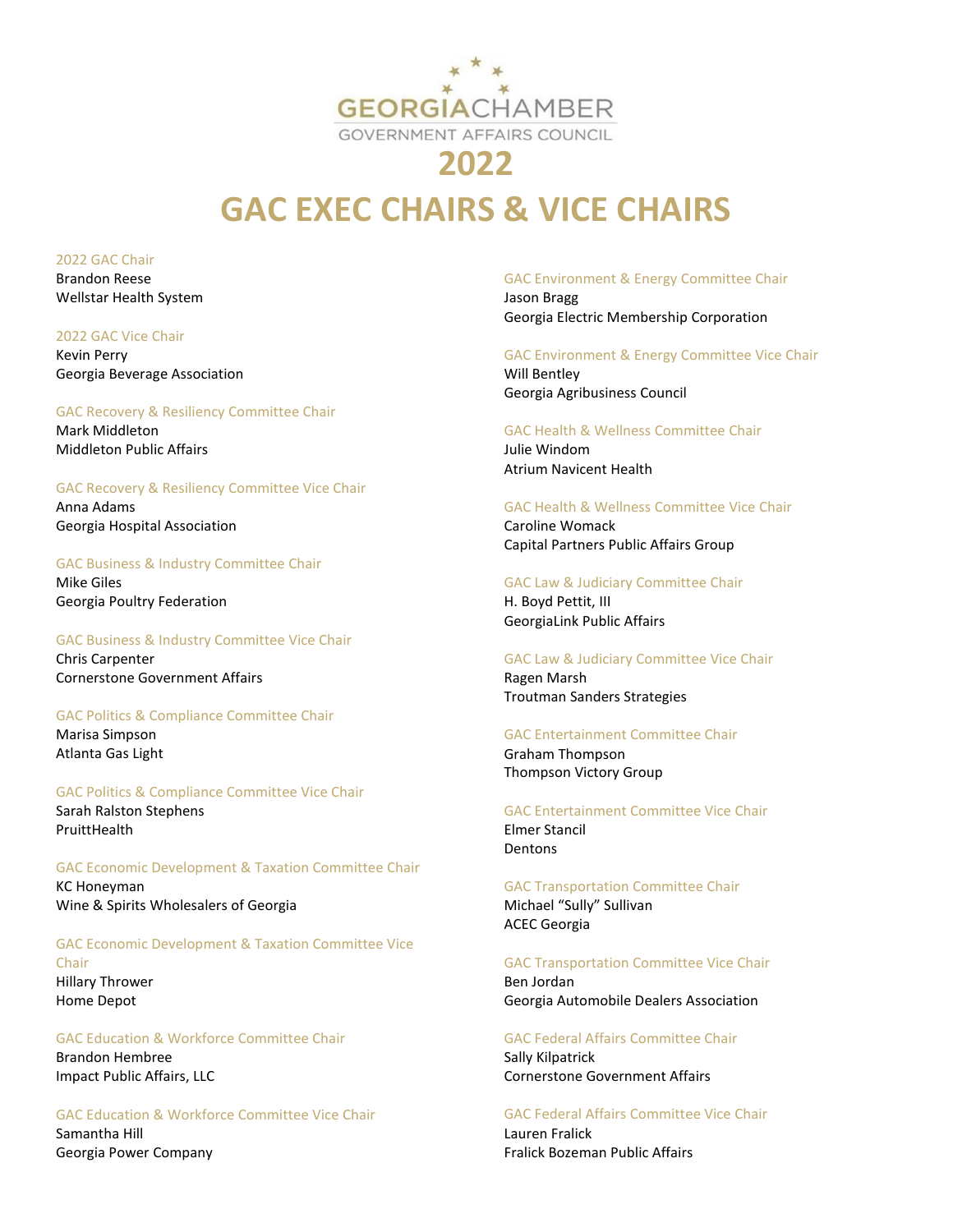GEORGIACHAMBER
GOVERNMENT AFFAIRS COUNCIL

# 2022

# GAC EXEC CHAIRS & VICE CHAIRS

2022 GAC Chair
Brandon Reese
Wellstar Health System

2022 GAC Vice Chair
Kevin Perry
Georgia Beverage Association

GAC Recovery & Resiliency Committee Chair
Mark Middleton
Middleton Public Affairs

GAC Recovery & Resiliency Committee Vice Chair
Anna Adams
Georgia Hospital Association

GAC Business & Industry Committee Chair
Mike Giles
Georgia Poultry Federation

GAC Business & Industry Committee Vice Chair
Chris Carpenter
Cornerstone Government Affairs

GAC Politics & Compliance Committee Chair
Marisa Simpson
Atlanta Gas Light

GAC Politics & Compliance Committee Vice Chair
Sarah Ralston Stephens
PruittHealth

GAC Economic Development & Taxation Committee Chair
KC Honeyman
Wine & Spirits Wholesalers of Georgia

GAC Economic Development & Taxation Committee Vice Chair
Hillary Thrower
Home Depot

GAC Education & Workforce Committee Chair
Brandon Hembree
Impact Public Affairs, LLC

GAC Education & Workforce Committee Vice Chair
Samantha Hill
Georgia Power Company

GAC Environment & Energy Committee Chair
Jason Bragg
Georgia Electric Membership Corporation

GAC Environment & Energy Committee Vice Chair
Will Bentley
Georgia Agribusiness Council

GAC Health & Wellness Committee Chair
Julie Windom
Atrium Navicent Health

GAC Health & Wellness Committee Vice Chair
Caroline Womack
Capital Partners Public Affairs Group

GAC Law & Judiciary Committee Chair
H. Boyd Pettit, III
GeorgiaLink Public Affairs

GAC Law & Judiciary Committee Vice Chair
Ragen Marsh
Troutman Sanders Strategies

GAC Entertainment Committee Chair
Graham Thompson
Thompson Victory Group

GAC Entertainment Committee Vice Chair
Elmer Stancil
Dentons

GAC Transportation Committee Chair
Michael "Sully" Sullivan
ACEC Georgia

GAC Transportation Committee Vice Chair
Ben Jordan
Georgia Automobile Dealers Association

GAC Federal Affairs Committee Chair
Sally Kilpatrick
Cornerstone Government Affairs

GAC Federal Affairs Committee Vice Chair
Lauren Fralick
Fralick Bozeman Public Affairs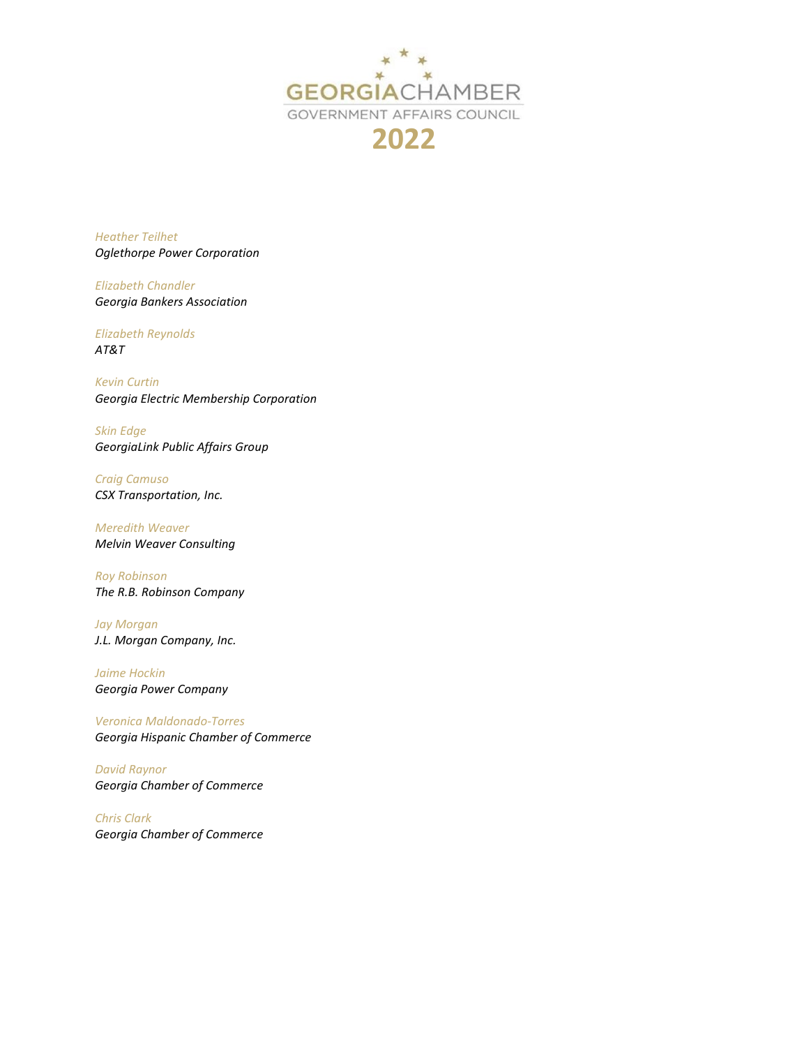# GEORGIACHAMBER

GOVERNMENT AFFAIRS COUNCIL

## 2022

*Heather Teilhet*
*Oglethorpe Power Corporation*

*Elizabeth Chandler*
*Georgia Bankers Association*

*Elizabeth Reynolds*
*AT&T*

*Kevin Curtin*
*Georgia Electric Membership Corporation*

*Skin Edge*
*GeorgiaLink Public Affairs Group*

*Craig Camuso*
*CSX Transportation, Inc.*

*Meredith Weaver*
*Melvin Weaver Consulting*

*Roy Robinson*
*The R.B. Robinson Company*

*Jay Morgan*
*J.L. Morgan Company, Inc.*

*Jaime Hockin*
*Georgia Power Company*

*Veronica Maldonado-Torres*
*Georgia Hispanic Chamber of Commerce*

*David Raynor*
*Georgia Chamber of Commerce*

*Chris Clark*
*Georgia Chamber of Commerce*